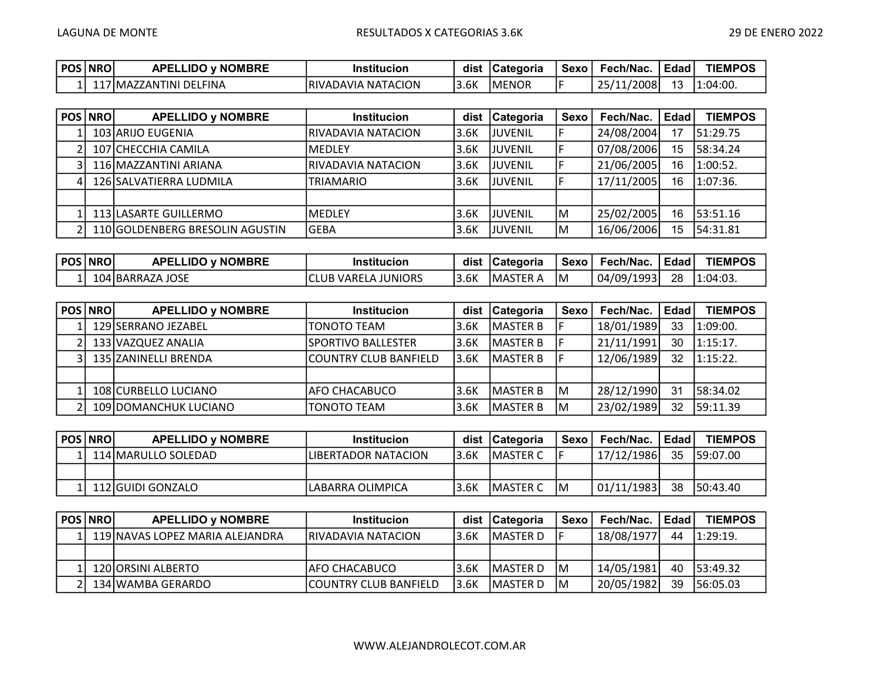LAGUNA DE MONTE

RESULTADOS X CATEGORIAS 3.6K

29 DE ENERO 2022

| POS | NRO | APELLIDO y NOMBRE | Institucion | dist | Categoria | Sexo | Fech/Nac. | Edad | TIEMPOS |
|---|---|---|---|---|---|---|---|---|---|
| 1 | 117 | MAZZANTINI DELFINA | RIVADAVIA NATACION | 3.6K | MENOR | F | 25/11/2008 | 13 | 1:04:00. |

| POS | NRO | APELLIDO y NOMBRE | Institucion | dist | Categoria | Sexo | Fech/Nac. | Edad | TIEMPOS |
|---|---|---|---|---|---|---|---|---|---|
| 1 | 103 | ARIJO EUGENIA | RIVADAVIA NATACION | 3.6K | JUVENIL | F | 24/08/2004 | 17 | 51:29.75 |
| 2 | 107 | CHECCHIA CAMILA | MEDLEY | 3.6K | JUVENIL | F | 07/08/2006 | 15 | 58:34.24 |
| 3 | 116 | MAZZANTINI ARIANA | RIVADAVIA NATACION | 3.6K | JUVENIL | F | 21/06/2005 | 16 | 1:00:52. |
| 4 | 126 | SALVATIERRA LUDMILA | TRIAMARIO | 3.6K | JUVENIL | F | 17/11/2005 | 16 | 1:07:36. |
| | | | | | | | | | |
| 1 | 113 | LASARTE GUILLERMO | MEDLEY | 3.6K | JUVENIL | M | 25/02/2005 | 16 | 53:51.16 |
| 2 | 110 | GOLDENBERG BRESOLIN AGUSTIN | GEBA | 3.6K | JUVENIL | M | 16/06/2006 | 15 | 54:31.81 |

| POS | NRO | APELLIDO y NOMBRE | Institucion | dist | Categoria | Sexo | Fech/Nac. | Edad | TIEMPOS |
|---|---|---|---|---|---|---|---|---|---|
| 1 | 104 | BARRAZA JOSE | CLUB VARELA JUNIORS | 3.6K | MASTER A | M | 04/09/1993 | 28 | 1:04:03. |

| POS | NRO | APELLIDO y NOMBRE | Institucion | dist | Categoria | Sexo | Fech/Nac. | Edad | TIEMPOS |
|---|---|---|---|---|---|---|---|---|---|
| 1 | 129 | SERRANO JEZABEL | TONOTO TEAM | 3.6K | MASTER B | F | 18/01/1989 | 33 | 1:09:00. |
| 2 | 133 | VAZQUEZ ANALIA | SPORTIVO BALLESTER | 3.6K | MASTER B | F | 21/11/1991 | 30 | 1:15:17. |
| 3 | 135 | ZANINELLI BRENDA | COUNTRY CLUB BANFIELD | 3.6K | MASTER B | F | 12/06/1989 | 32 | 1:15:22. |
| | | | | | | | | | |
| 1 | 108 | CURBELLO LUCIANO | AFO CHACABUCO | 3.6K | MASTER B | M | 28/12/1990 | 31 | 58:34.02 |
| 2 | 109 | DOMANCHUK LUCIANO | TONOTO TEAM | 3.6K | MASTER B | M | 23/02/1989 | 32 | 59:11.39 |

| POS | NRO | APELLIDO y NOMBRE | Institucion | dist | Categoria | Sexo | Fech/Nac. | Edad | TIEMPOS |
|---|---|---|---|---|---|---|---|---|---|
| 1 | 114 | MARULLO SOLEDAD | LIBERTADOR NATACION | 3.6K | MASTER C | F | 17/12/1986 | 35 | 59:07.00 |
| | | | | | | | | | |
| 1 | 112 | GUIDI GONZALO | LABARRA OLIMPICA | 3.6K | MASTER C | M | 01/11/1983 | 38 | 50:43.40 |

| POS | NRO | APELLIDO y NOMBRE | Institucion | dist | Categoria | Sexo | Fech/Nac. | Edad | TIEMPOS |
|---|---|---|---|---|---|---|---|---|---|
| 1 | 119 | NAVAS LOPEZ MARIA ALEJANDRA | RIVADAVIA NATACION | 3.6K | MASTER D | F | 18/08/1977 | 44 | 1:29:19. |
| | | | | | | | | | |
| 1 | 120 | ORSINI ALBERTO | AFO CHACABUCO | 3.6K | MASTER D | M | 14/05/1981 | 40 | 53:49.32 |
| 2 | 134 | WAMBA GERARDO | COUNTRY CLUB BANFIELD | 3.6K | MASTER D | M | 20/05/1982 | 39 | 56:05.03 |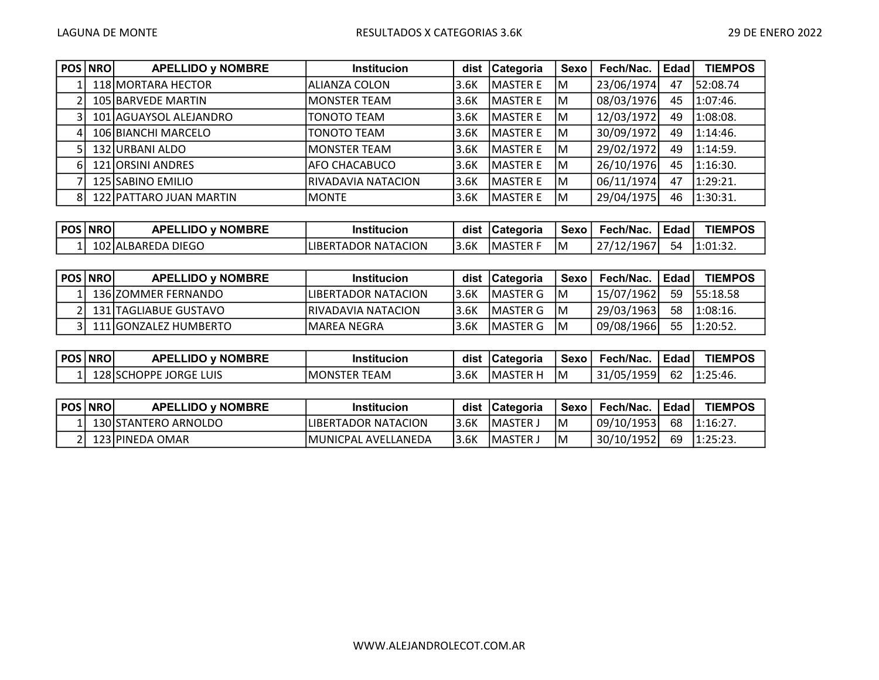| POS | NRO | APELLIDO y NOMBRE | Institucion | dist | Categoria | Sexo | Fech/Nac. | Edad | TIEMPOS |
|---|---|---|---|---|---|---|---|---|---|
| 1 | 118 | MORTARA HECTOR | ALIANZA COLON | 3.6K | MASTER E | M | 23/06/1974 | 47 | 52:08.74 |
| 2 | 105 | BARVEDE MARTIN | MONSTER TEAM | 3.6K | MASTER E | M | 08/03/1976 | 45 | 1:07:46. |
| 3 | 101 | AGUAYSOL ALEJANDRO | TONOTO TEAM | 3.6K | MASTER E | M | 12/03/1972 | 49 | 1:08:08. |
| 4 | 106 | BIANCHI MARCELO | TONOTO TEAM | 3.6K | MASTER E | M | 30/09/1972 | 49 | 1:14:46. |
| 5 | 132 | URBANI ALDO | MONSTER TEAM | 3.6K | MASTER E | M | 29/02/1972 | 49 | 1:14:59. |
| 6 | 121 | ORSINI ANDRES | AFO CHACABUCO | 3.6K | MASTER E | M | 26/10/1976 | 45 | 1:16:30. |
| 7 | 125 | SABINO EMILIO | RIVADAVIA NATACION | 3.6K | MASTER E | M | 06/11/1974 | 47 | 1:29:21. |
| 8 | 122 | PATTARO JUAN MARTIN | MONTE | 3.6K | MASTER E | M | 29/04/1975 | 46 | 1:30:31. |

| POS | NRO | APELLIDO y NOMBRE | Institucion | dist | Categoria | Sexo | Fech/Nac. | Edad | TIEMPOS |
|---|---|---|---|---|---|---|---|---|---|
| 1 | 102 | ALBAREDA DIEGO | LIBERTADOR NATACION | 3.6K | MASTER F | M | 27/12/1967 | 54 | 1:01:32. |

| POS | NRO | APELLIDO y NOMBRE | Institucion | dist | Categoria | Sexo | Fech/Nac. | Edad | TIEMPOS |
|---|---|---|---|---|---|---|---|---|---|
| 1 | 136 | ZOMMER FERNANDO | LIBERTADOR NATACION | 3.6K | MASTER G | M | 15/07/1962 | 59 | 55:18.58 |
| 2 | 131 | TAGLIABUE GUSTAVO | RIVADAVIA NATACION | 3.6K | MASTER G | M | 29/03/1963 | 58 | 1:08:16. |
| 3 | 111 | GONZALEZ HUMBERTO | MAREA NEGRA | 3.6K | MASTER G | M | 09/08/1966 | 55 | 1:20:52. |

| POS | NRO | APELLIDO y NOMBRE | Institucion | dist | Categoria | Sexo | Fech/Nac. | Edad | TIEMPOS |
|---|---|---|---|---|---|---|---|---|---|
| 1 | 128 | SCHOPPE JORGE LUIS | MONSTER TEAM | 3.6K | MASTER H | M | 31/05/1959 | 62 | 1:25:46. |

| POS | NRO | APELLIDO y NOMBRE | Institucion | dist | Categoria | Sexo | Fech/Nac. | Edad | TIEMPOS |
|---|---|---|---|---|---|---|---|---|---|
| 1 | 130 | STANTERO ARNOLDO | LIBERTADOR NATACION | 3.6K | MASTER J | M | 09/10/1953 | 68 | 1:16:27. |
| 2 | 123 | PINEDA OMAR | MUNICPAL AVELLANEDA | 3.6K | MASTER J | M | 30/10/1952 | 69 | 1:25:23. |